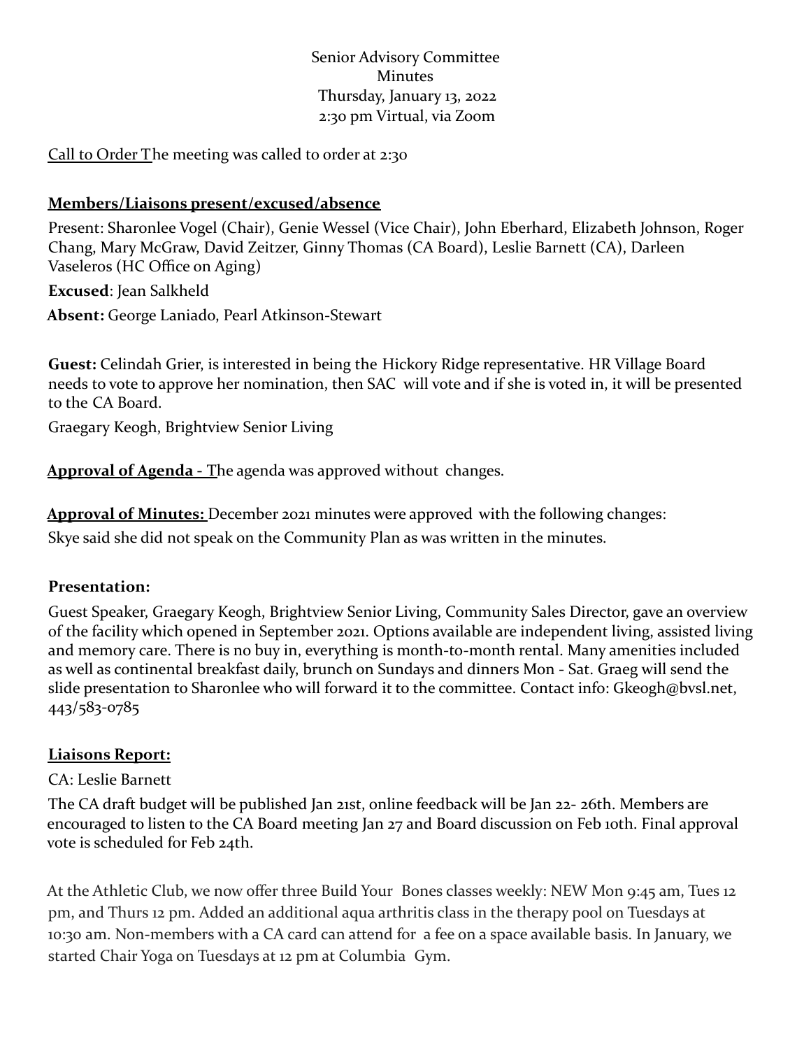Senior Advisory Committee
Minutes
Thursday, January 13, 2022
2:30 pm Virtual, via Zoom

Call to Order The meeting was called to order at 2:30

**Members/Liaisons present/excused/absence**

Present: Sharonlee Vogel (Chair), Genie Wessel (Vice Chair), John Eberhard, Elizabeth Johnson, Roger Chang, Mary McGraw, David Zeitzer, Ginny Thomas (CA Board), Leslie Barnett (CA), Darleen Vaseleros (HC Office on Aging)

**Excused**: Jean Salkheld

**Absent:** George Laniado, Pearl Atkinson-Stewart

**Guest:** Celindah Grier, is interested in being the Hickory Ridge representative. HR Village Board needs to vote to approve her nomination, then SAC will vote and if she is voted in, it will be presented to the CA Board.

Graegary Keogh, Brightview Senior Living

**Approval of Agenda** - The agenda was approved without changes.

**Approval of Minutes:** December 2021 minutes were approved with the following changes:
Skye said she did not speak on the Community Plan as was written in the minutes.

**Presentation:**

Guest Speaker, Graegary Keogh, Brightview Senior Living, Community Sales Director, gave an overview of the facility which opened in September 2021. Options available are independent living, assisted living and memory care. There is no buy in, everything is month-to-month rental. Many amenities included as well as continental breakfast daily, brunch on Sundays and dinners Mon - Sat. Graeg will send the slide presentation to Sharonlee who will forward it to the committee. Contact info: Gkeogh@bvsl.net, 443/583-0785

**Liaisons Report:**

CA: Leslie Barnett

The CA draft budget will be published Jan 21st, online feedback will be Jan 22- 26th. Members are encouraged to listen to the CA Board meeting Jan 27 and Board discussion on Feb 10th. Final approval vote is scheduled for Feb 24th.

At the Athletic Club, we now offer three Build Your Bones classes weekly: NEW Mon 9:45 am, Tues 12 pm, and Thurs 12 pm. Added an additional aqua arthritis class in the therapy pool on Tuesdays at 10:30 am. Non-members with a CA card can attend for a fee on a space available basis. In January, we started Chair Yoga on Tuesdays at 12 pm at Columbia Gym.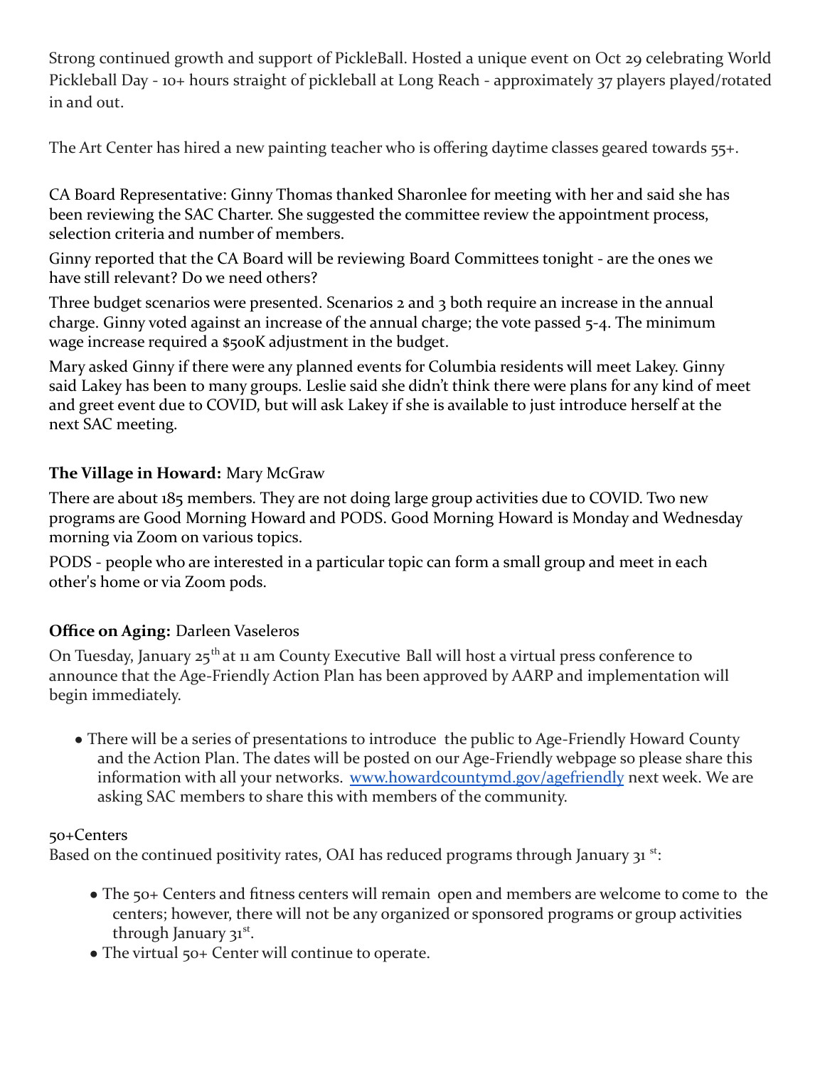Strong continued growth and support of PickleBall. Hosted a unique event on Oct 29 celebrating World Pickleball Day - 10+ hours straight of pickleball at Long Reach - approximately 37 players played/rotated in and out.

The Art Center has hired a new painting teacher who is offering daytime classes geared towards 55+.

CA Board Representative: Ginny Thomas thanked Sharonlee for meeting with her and said she has been reviewing the SAC Charter. She suggested the committee review the appointment process, selection criteria and number of members.

Ginny reported that the CA Board will be reviewing Board Committees tonight - are the ones we have still relevant? Do we need others?

Three budget scenarios were presented. Scenarios 2 and 3 both require an increase in the annual charge. Ginny voted against an increase of the annual charge; the vote passed 5-4. The minimum wage increase required a $500K adjustment in the budget.

Mary asked Ginny if there were any planned events for Columbia residents will meet Lakey. Ginny said Lakey has been to many groups. Leslie said she didn't think there were plans for any kind of meet and greet event due to COVID, but will ask Lakey if she is available to just introduce herself at the next SAC meeting.

**The Village in Howard:** Mary McGraw

There are about 185 members. They are not doing large group activities due to COVID. Two new programs are Good Morning Howard and PODS. Good Morning Howard is Monday and Wednesday morning via Zoom on various topics.

PODS - people who are interested in a particular topic can form a small group and meet in each other's home or via Zoom pods.

**Office on Aging:** Darleen Vaseleros

On Tuesday, January 25th at 11 am County Executive Ball will host a virtual press conference to announce that the Age-Friendly Action Plan has been approved by AARP and implementation will begin immediately.

- There will be a series of presentations to introduce the public to Age-Friendly Howard County and the Action Plan. The dates will be posted on our Age-Friendly webpage so please share this information with all your networks. [www.howardcountymd.gov/agefriendly](http://www.howardcountymd.gov/agefriendly) next week. We are asking SAC members to share this with members of the community.

50+Centers

Based on the continued positivity rates, OAI has reduced programs through January 31st:

- The 50+ Centers and fitness centers will remain open and members are welcome to come to the centers; however, there will not be any organized or sponsored programs or group activities through January 31st.
- The virtual 50+ Center will continue to operate.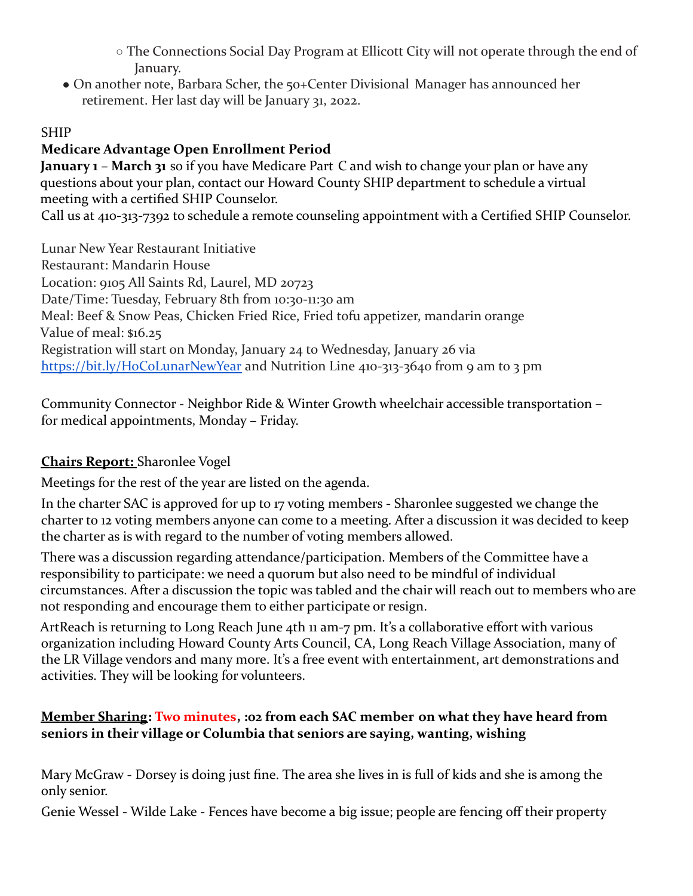- The Connections Social Day Program at Ellicott City will not operate through the end of January.
- On another note, Barbara Scher, the 50+Center Divisional Manager has announced her retirement. Her last day will be January 31, 2022.

SHIP

**Medicare Advantage Open Enrollment Period**

**January 1 – March 31** so if you have Medicare Part C and wish to change your plan or have any questions about your plan, contact our Howard County SHIP department to schedule a virtual meeting with a certified SHIP Counselor.

Call us at 410-313-7392 to schedule a remote counseling appointment with a Certified SHIP Counselor.

Lunar New Year Restaurant Initiative
Restaurant: Mandarin House
Location: 9105 All Saints Rd, Laurel, MD 20723
Date/Time: Tuesday, February 8th from 10:30-11:30 am
Meal: Beef & Snow Peas, Chicken Fried Rice, Fried tofu appetizer, mandarin orange
Value of meal: $16.25
Registration will start on Monday, January 24 to Wednesday, January 26 via [https://bit.ly/HoCoLunarNewYear](https://bit.ly/HoCoLunarNewYear) and Nutrition Line 410-313-3640 from 9 am to 3 pm

Community Connector - Neighbor Ride & Winter Growth wheelchair accessible transportation – for medical appointments, Monday – Friday.

**Chairs Report:** Sharonlee Vogel

Meetings for the rest of the year are listed on the agenda.

In the charter SAC is approved for up to 17 voting members - Sharonlee suggested we change the charter to 12 voting members anyone can come to a meeting. After a discussion it was decided to keep the charter as is with regard to the number of voting members allowed.

There was a discussion regarding attendance/participation. Members of the Committee have a responsibility to participate: we need a quorum but also need to be mindful of individual circumstances. After a discussion the topic was tabled and the chair will reach out to members who are not responding and encourage them to either participate or resign.

ArtReach is returning to Long Reach June 4th 11 am-7 pm. It's a collaborative effort with various organization including Howard County Arts Council, CA, Long Reach Village Association, many of the LR Village vendors and many more. It's a free event with entertainment, art demonstrations and activities. They will be looking for volunteers.

**Member Sharing: Two minutes, :02 from each SAC member on what they have heard from seniors in their village or Columbia that seniors are saying, wanting, wishing**

Mary McGraw - Dorsey is doing just fine. The area she lives in is full of kids and she is among the only senior.

Genie Wessel - Wilde Lake - Fences have become a big issue; people are fencing off their property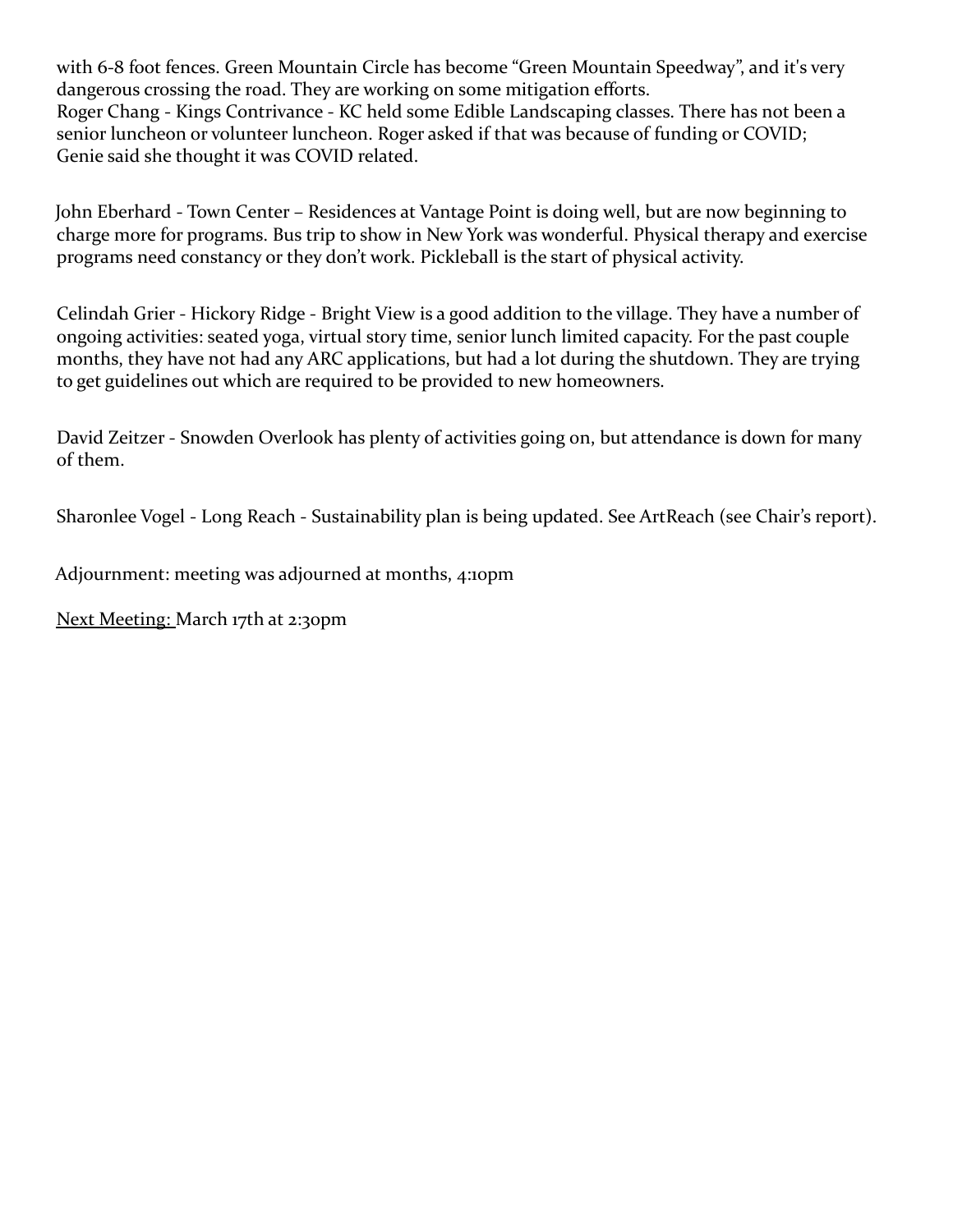with 6-8 foot fences. Green Mountain Circle has become "Green Mountain Speedway", and it's very dangerous crossing the road. They are working on some mitigation efforts.
Roger Chang - Kings Contrivance - KC held some Edible Landscaping classes. There has not been a senior luncheon or volunteer luncheon. Roger asked if that was because of funding or COVID; Genie said she thought it was COVID related.

John Eberhard - Town Center – Residences at Vantage Point is doing well, but are now beginning to charge more for programs. Bus trip to show in New York was wonderful. Physical therapy and exercise programs need constancy or they don't work. Pickleball is the start of physical activity.

Celindah Grier - Hickory Ridge - Bright View is a good addition to the village. They have a number of ongoing activities: seated yoga, virtual story time, senior lunch limited capacity. For the past couple months, they have not had any ARC applications, but had a lot during the shutdown. They are trying to get guidelines out which are required to be provided to new homeowners.

David Zeitzer - Snowden Overlook has plenty of activities going on, but attendance is down for many of them.

Sharonlee Vogel - Long Reach - Sustainability plan is being updated. See ArtReach (see Chair's report).

Adjournment: meeting was adjourned at months, 4:10pm

<u>Next Meeting:</u> March 17th at 2:30pm